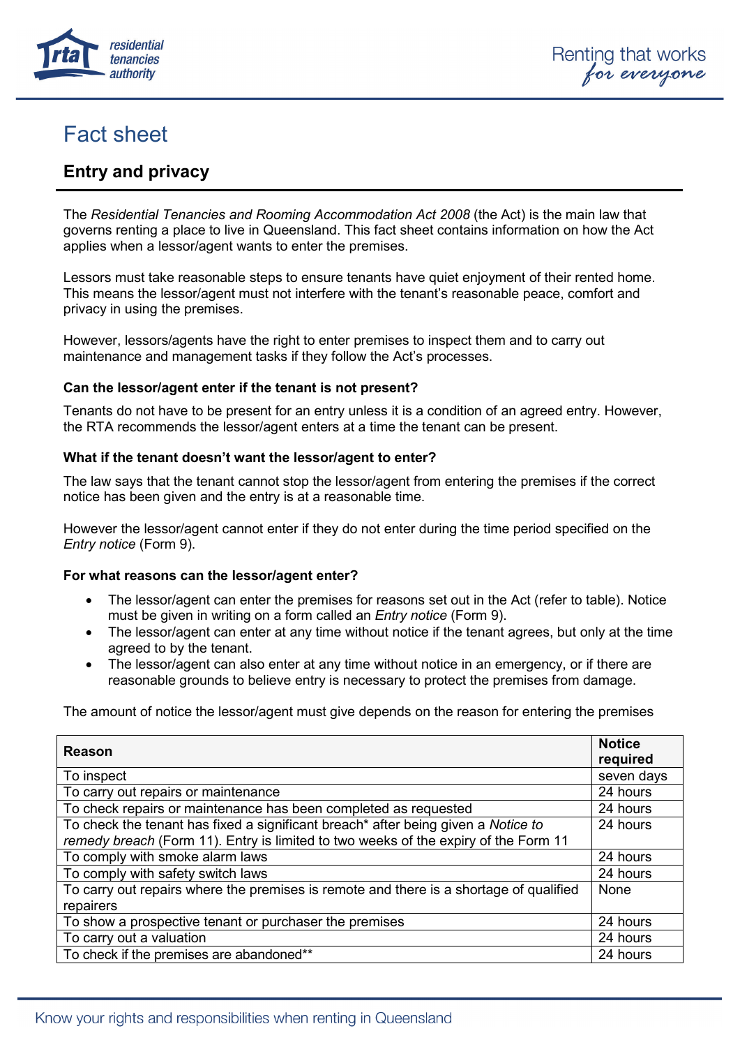# Fact sheet

## Entry and privacy

The *Residential Tenancies and Rooming Accommodation Act 2008* (the Act) is the main law that governs renting a place to live in Queensland. This fact sheet contains information on how the Act applies when a lessor/agent wants to enter the premises.

Lessors must take reasonable steps to ensure tenants have quiet enjoyment of their rented home. This means the lessor/agent must not interfere with the tenant's reasonable peace, comfort and privacy in using the premises.

However, lessors/agents have the right to enter premises to inspect them and to carry out maintenance and management tasks if they follow the Act's processes.

### Can the lessor/agent enter if the tenant is not present?

Tenants do not have to be present for an entry unless it is a condition of an agreed entry. However, the RTA recommends the lessor/agent enters at a time the tenant can be present.

### What if the tenant doesn't want the lessor/agent to enter?

The law says that the tenant cannot stop the lessor/agent from entering the premises if the correct notice has been given and the entry is at a reasonable time.

However the lessor/agent cannot enter if they do not enter during the time period specified on the *Entry notice* (Form 9).

### For what reasons can the lessor/agent enter?

- The lessor/agent can enter the premises for reasons set out in the Act (refer to table). Notice must be given in writing on a form called an *Entry notice* (Form 9).
- The lessor/agent can enter at any time without notice if the tenant agrees, but only at the time agreed to by the tenant.
- The lessor/agent can also enter at any time without notice in an emergency, or if there are reasonable grounds to believe entry is necessary to protect the premises from damage.

The amount of notice the lessor/agent must give depends on the reason for entering the premises

| Reason | Notice required |
|---|---|
| To inspect | seven days |
| To carry out repairs or maintenance | 24 hours |
| To check repairs or maintenance has been completed as requested | 24 hours |
| To check the tenant has fixed a significant breach* after being given a *Notice to remedy breach* (Form 11). Entry is limited to two weeks of the expiry of the Form 11 | 24 hours |
| To comply with smoke alarm laws | 24 hours |
| To comply with safety switch laws | 24 hours |
| To carry out repairs where the premises is remote and there is a shortage of qualified repairers | None |
| To show a prospective tenant or purchaser the premises | 24 hours |
| To carry out a valuation | 24 hours |
| To check if the premises are abandoned** | 24 hours |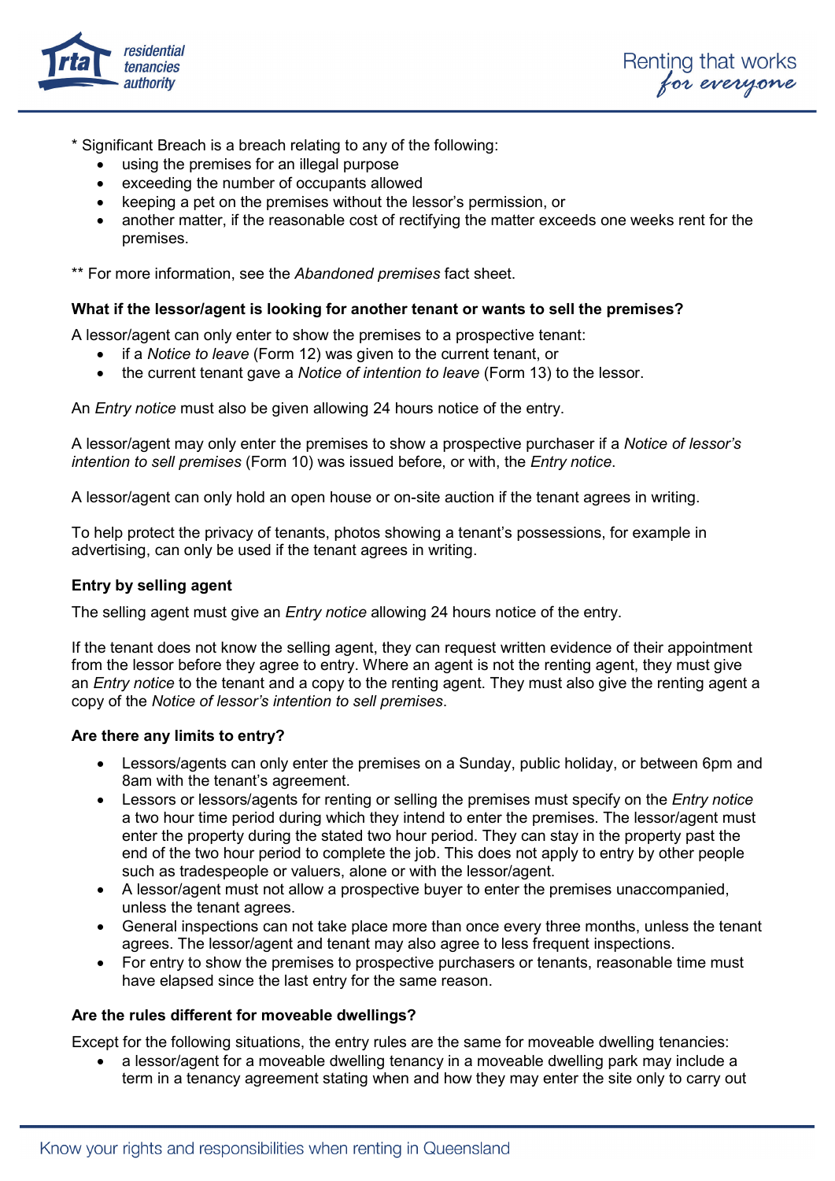* Significant Breach is a breach relating to any of the following:
- using the premises for an illegal purpose
- exceeding the number of occupants allowed
- keeping a pet on the premises without the lessor's permission, or
- another matter, if the reasonable cost of rectifying the matter exceeds one weeks rent for the premises.

** For more information, see the *Abandoned premises* fact sheet.

### What if the lessor/agent is looking for another tenant or wants to sell the premises?

A lessor/agent can only enter to show the premises to a prospective tenant:
- if a *Notice to leave* (Form 12) was given to the current tenant, or
- the current tenant gave a *Notice of intention to leave* (Form 13) to the lessor.

An *Entry notice* must also be given allowing 24 hours notice of the entry.

A lessor/agent may only enter the premises to show a prospective purchaser if a *Notice of lessor's intention to sell premises* (Form 10) was issued before, or with, the *Entry notice*.

A lessor/agent can only hold an open house or on-site auction if the tenant agrees in writing.

To help protect the privacy of tenants, photos showing a tenant's possessions, for example in advertising, can only be used if the tenant agrees in writing.

### Entry by selling agent

The selling agent must give an *Entry notice* allowing 24 hours notice of the entry.

If the tenant does not know the selling agent, they can request written evidence of their appointment from the lessor before they agree to entry. Where an agent is not the renting agent, they must give an *Entry notice* to the tenant and a copy to the renting agent. They must also give the renting agent a copy of the *Notice of lessor's intention to sell premises*.

### Are there any limits to entry?

- Lessors/agents can only enter the premises on a Sunday, public holiday, or between 6pm and 8am with the tenant's agreement.
- Lessors or lessors/agents for renting or selling the premises must specify on the *Entry notice* a two hour time period during which they intend to enter the premises. The lessor/agent must enter the property during the stated two hour period. They can stay in the property past the end of the two hour period to complete the job. This does not apply to entry by other people such as tradespeople or valuers, alone or with the lessor/agent.
- A lessor/agent must not allow a prospective buyer to enter the premises unaccompanied, unless the tenant agrees.
- General inspections can not take place more than once every three months, unless the tenant agrees. The lessor/agent and tenant may also agree to less frequent inspections.
- For entry to show the premises to prospective purchasers or tenants, reasonable time must have elapsed since the last entry for the same reason.

### Are the rules different for moveable dwellings?

Except for the following situations, the entry rules are the same for moveable dwelling tenancies:
- a lessor/agent for a moveable dwelling tenancy in a moveable dwelling park may include a term in a tenancy agreement stating when and how they may enter the site only to carry out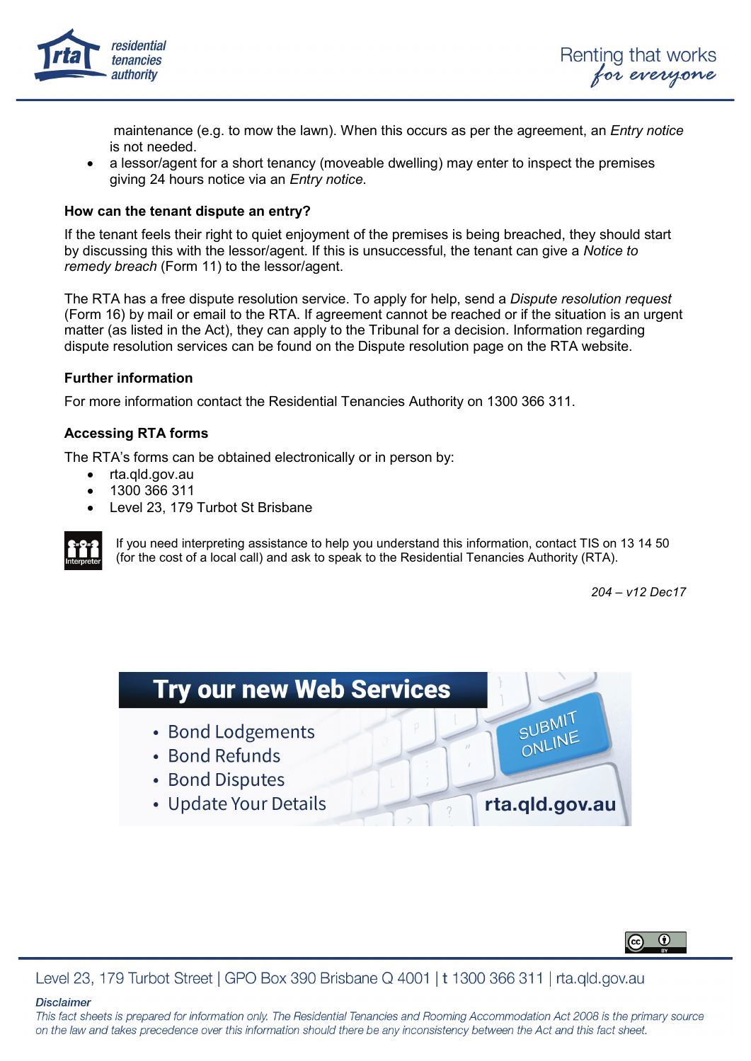maintenance (e.g. to mow the lawn). When this occurs as per the agreement, an *Entry notice* is not needed.
- a lessor/agent for a short tenancy (moveable dwelling) may enter to inspect the premises giving 24 hours notice via an *Entry notice*.

### How can the tenant dispute an entry?

If the tenant feels their right to quiet enjoyment of the premises is being breached, they should start by discussing this with the lessor/agent. If this is unsuccessful, the tenant can give a *Notice to remedy breach* (Form 11) to the lessor/agent.

The RTA has a free dispute resolution service. To apply for help, send a *Dispute resolution request* (Form 16) by mail or email to the RTA. If agreement cannot be reached or if the situation is an urgent matter (as listed in the Act), they can apply to the Tribunal for a decision. Information regarding dispute resolution services can be found on the Dispute resolution page on the RTA website.

### Further information

For more information contact the Residential Tenancies Authority on 1300 366 311.

### Accessing RTA forms

The RTA's forms can be obtained electronically or in person by:

- rta.qld.gov.au
- 1300 366 311
- Level 23, 179 Turbot St Brisbane

If you need interpreting assistance to help you understand this information, contact TIS on 13 14 50 (for the cost of a local call) and ask to speak to the Residential Tenancies Authority (RTA).

*204 – v12 Dec17*

**Try our new Web Services**

- Bond Lodgements
- Bond Refunds
- Bond Disputes
- Update Your Details

SUBMIT ONLINE

**rta.qld.gov.au**

Level 23, 179 Turbot Street | GPO Box 390 Brisbane Q 4001 | t 1300 366 311 | rta.qld.gov.au

***Disclaimer***

*This fact sheets is prepared for information only. The Residential Tenancies and Rooming Accommodation Act 2008 is the primary source on the law and takes precedence over this information should there be any inconsistency between the Act and this fact sheet.*